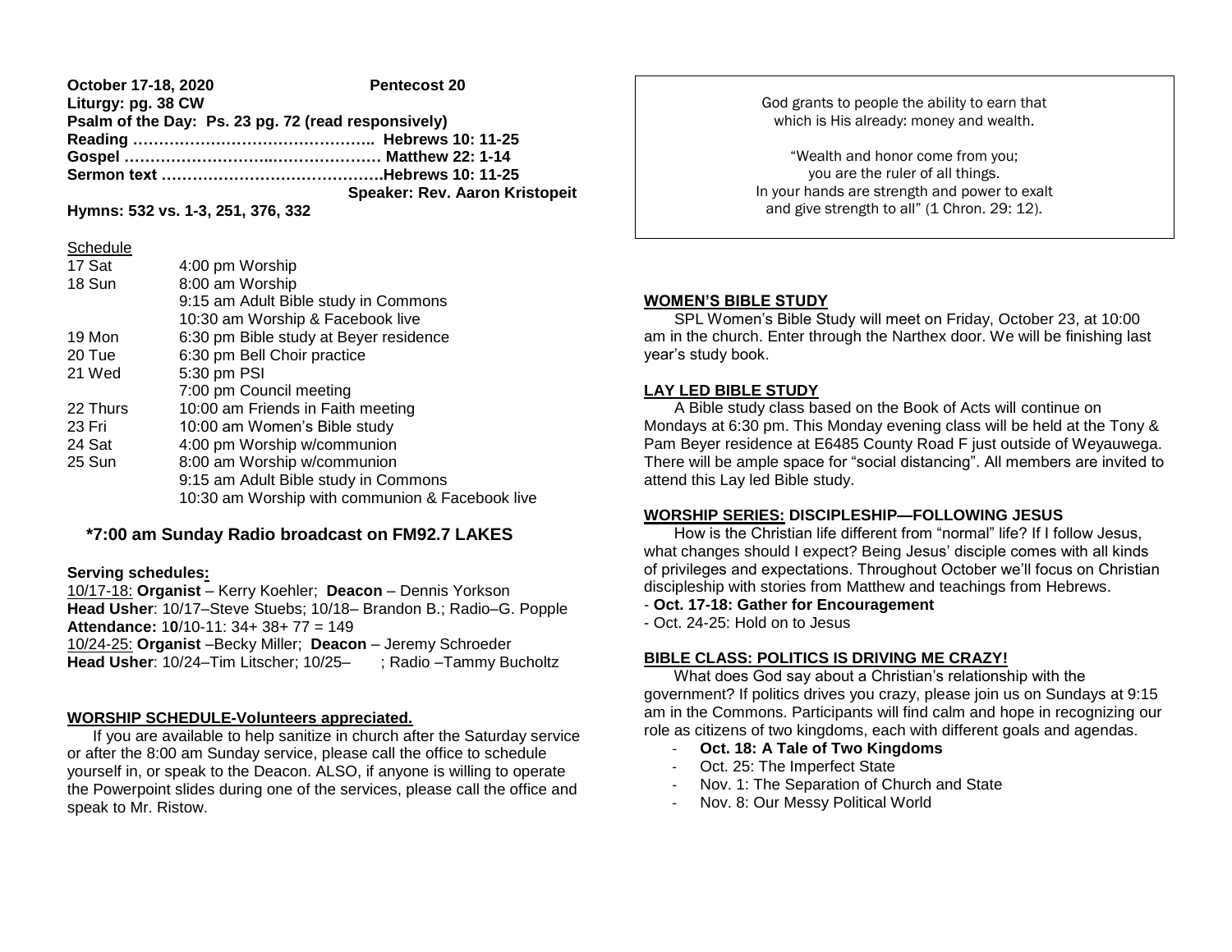**October 17-18, 2020 Pentecost 20**
**Liturgy: pg. 38 CW**
**Psalm of the Day: Ps. 23 pg. 72 (read responsively)**
**Reading ……………………………………….. Hebrews 10: 11-25**
**Gospel ………………………..………………… Matthew 22: 1-14**
**Sermon text ……………………………………Hebrews 10: 11-25**
**Speaker: Rev. Aaron Kristopeit**
**Hymns: 532 vs. 1-3, 251, 376, 332**

Schedule

| | |
|---|---|
| 17 Sat | 4:00 pm Worship |
| 18 Sun | 8:00 am Worship |
| | 9:15 am Adult Bible study in Commons |
| | 10:30 am Worship & Facebook live |
| 19 Mon | 6:30 pm Bible study at Beyer residence |
| 20 Tue | 6:30 pm Bell Choir practice |
| 21 Wed | 5:30 pm PSI |
| | 7:00 pm Council meeting |
| 22 Thurs | 10:00 am Friends in Faith meeting |
| 23 Fri | 10:00 am Women's Bible study |
| 24 Sat | 4:00 pm Worship w/communion |
| 25 Sun | 8:00 am Worship w/communion |
| | 9:15 am Adult Bible study in Commons |
| | 10:30 am Worship with communion & Facebook live |

**\*7:00 am Sunday Radio broadcast on FM92.7 LAKES**

**Serving schedules:**
10/17-18: **Organist** – Kerry Koehler; **Deacon** – Dennis Yorkson
**Head Usher**: 10/17–Steve Stuebs; 10/18– Brandon B.; Radio–G. Popple
**Attendance:** 10/10-11: 34+ 38+ 77 = 149
10/24-25: **Organist** –Becky Miller; **Deacon** – Jeremy Schroeder
**Head Usher**: 10/24–Tim Litscher; 10/25– ; Radio –Tammy Bucholtz

**WORSHIP SCHEDULE-Volunteers appreciated.**

If you are available to help sanitize in church after the Saturday service or after the 8:00 am Sunday service, please call the office to schedule yourself in, or speak to the Deacon. ALSO, if anyone is willing to operate the Powerpoint slides during one of the services, please call the office and speak to Mr. Ristow.

God grants to people the ability to earn that which is His already: money and wealth.

"Wealth and honor come from you; you are the ruler of all things. In your hands are strength and power to exalt and give strength to all" (1 Chron. 29: 12).

**WOMEN'S BIBLE STUDY**

SPL Women's Bible Study will meet on Friday, October 23, at 10:00 am in the church. Enter through the Narthex door. We will be finishing last year's study book.

**LAY LED BIBLE STUDY**

A Bible study class based on the Book of Acts will continue on Mondays at 6:30 pm. This Monday evening class will be held at the Tony & Pam Beyer residence at E6485 County Road F just outside of Weyauwega. There will be ample space for "social distancing". All members are invited to attend this Lay led Bible study.

**WORSHIP SERIES: DISCIPLESHIP—FOLLOWING JESUS**

How is the Christian life different from "normal" life? If I follow Jesus, what changes should I expect? Being Jesus' disciple comes with all kinds of privileges and expectations. Throughout October we'll focus on Christian discipleship with stories from Matthew and teachings from Hebrews.

- **Oct. 17-18: Gather for Encouragement**
- Oct. 24-25: Hold on to Jesus

**BIBLE CLASS: POLITICS IS DRIVING ME CRAZY!**

What does God say about a Christian's relationship with the government? If politics drives you crazy, please join us on Sundays at 9:15 am in the Commons. Participants will find calm and hope in recognizing our role as citizens of two kingdoms, each with different goals and agendas.

- **Oct. 18: A Tale of Two Kingdoms**
- Oct. 25: The Imperfect State
- Nov. 1: The Separation of Church and State
- Nov. 8: Our Messy Political World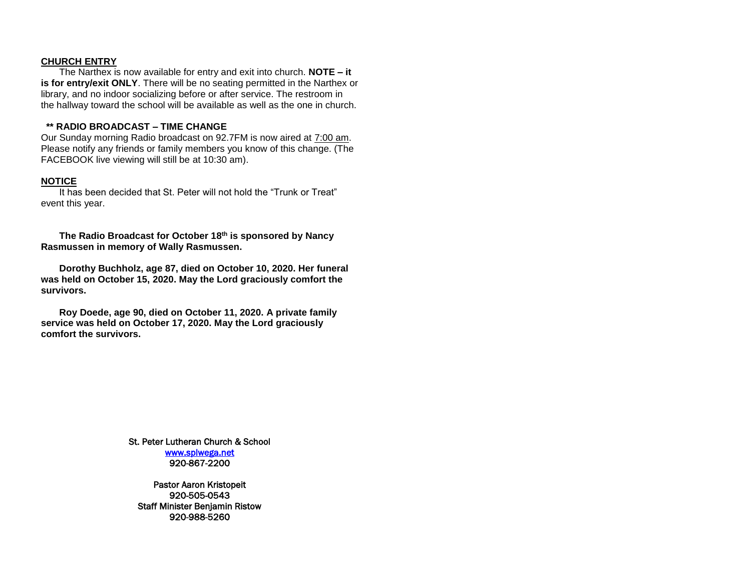**CHURCH ENTRY**

The Narthex is now available for entry and exit into church. **NOTE – it is for entry/exit ONLY**. There will be no seating permitted in the Narthex or library, and no indoor socializing before or after service. The restroom in the hallway toward the school will be available as well as the one in church.

**\*\* RADIO BROADCAST – TIME CHANGE**

Our Sunday morning Radio broadcast on 92.7FM is now aired at 7:00 am. Please notify any friends or family members you know of this change. (The FACEBOOK live viewing will still be at 10:30 am).

**NOTICE**

It has been decided that St. Peter will not hold the "Trunk or Treat" event this year.

**The Radio Broadcast for October 18th is sponsored by Nancy Rasmussen in memory of Wally Rasmussen.**

**Dorothy Buchholz, age 87, died on October 10, 2020. Her funeral was held on October 15, 2020. May the Lord graciously comfort the survivors.**

**Roy Doede, age 90, died on October 11, 2020. A private family service was held on October 17, 2020. May the Lord graciously comfort the survivors.**

St. Peter Lutheran Church & School
www.splwega.net
920-867-2200

Pastor Aaron Kristopeit
920-505-0543
Staff Minister Benjamin Ristow
920-988-5260